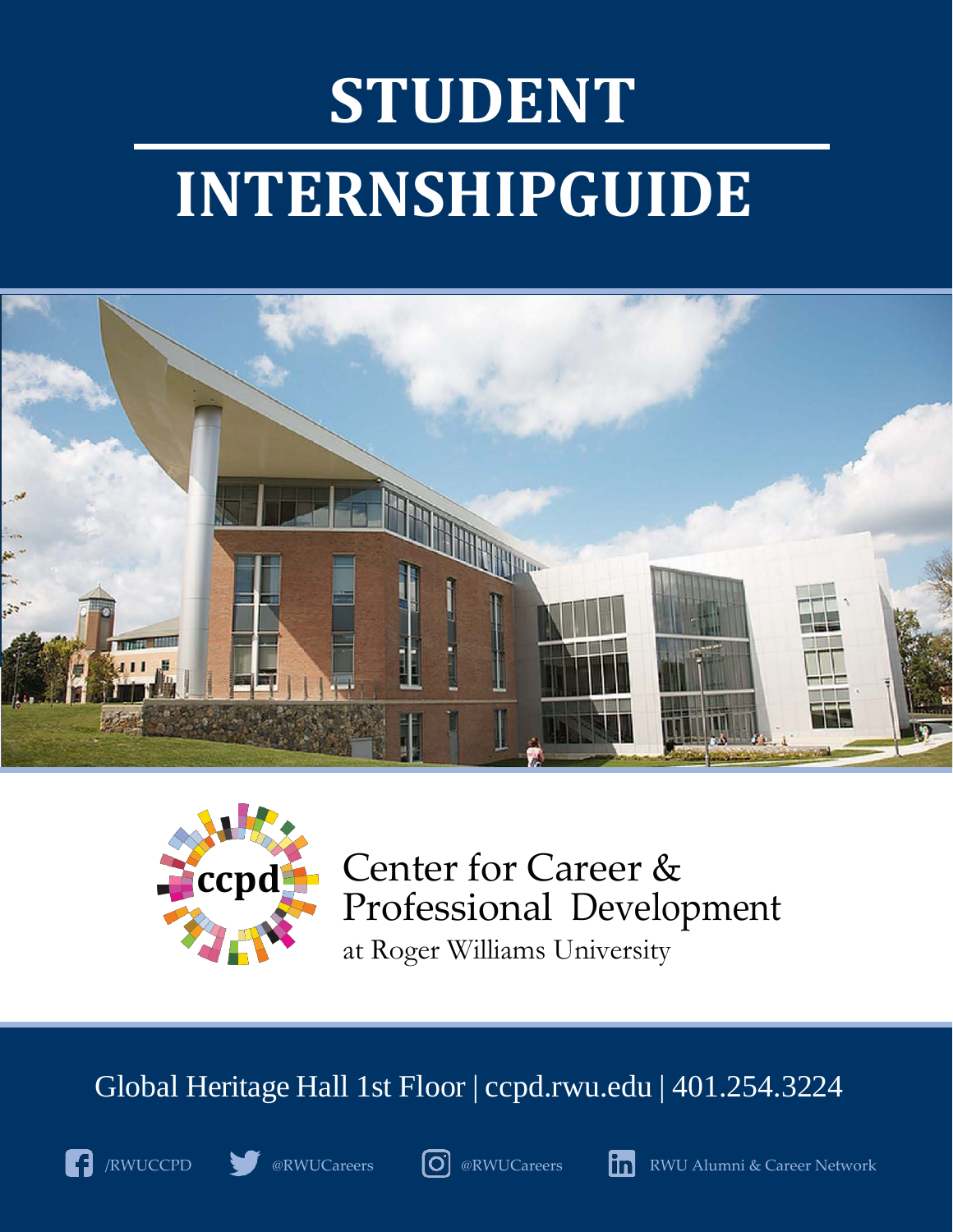# STUDENT

# INTERNSHIPGUIDE

ccpd

Center for Career & Professional Development
at Roger Williams University

Global Heritage Hall 1st Floor | ccpd.rwu.edu | 401.254.3224

/RWUCCPD @RWUCareers @RWUCareers RWU Alumni & Career Network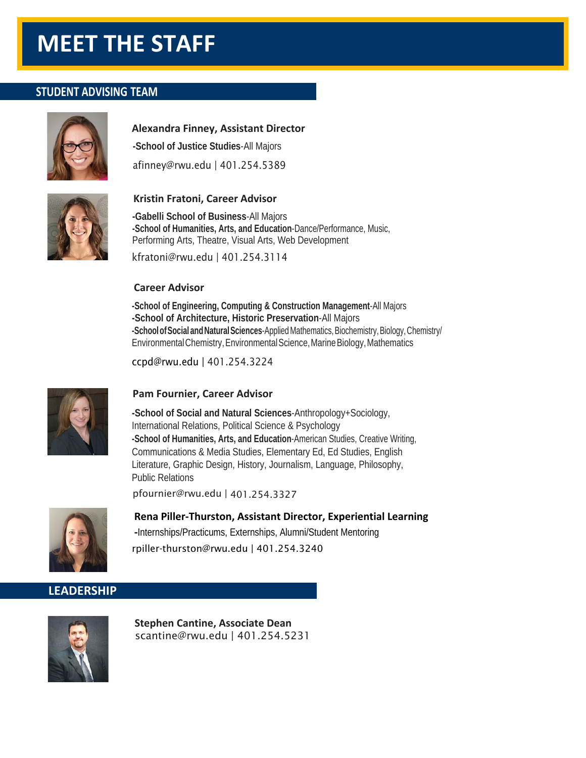# MEET THE STAFF

## STUDENT ADVISING TEAM

**Alexandra Finney, Assistant Director**

**-School of Justice Studies**-All Majors

afinney@rwu.edu | 401.254.5389

**Kristin Fratoni, Career Advisor**

**-Gabelli School of Business**-All Majors
**-School of Humanities, Arts, and Education**-Dance/Performance, Music, Performing Arts, Theatre, Visual Arts, Web Development

kfratoni@rwu.edu | 401.254.3114

**Career Advisor**

**-School of Engineering, Computing & Construction Management**-All Majors
**-School of Architecture, Historic Preservation**-All Majors
**-School of Social and Natural Sciences**-Applied Mathematics, Biochemistry, Biology, Chemistry/ Environmental Chemistry, Environmental Science, Marine Biology, Mathematics

ccpd@rwu.edu | 401.254.3224

**Pam Fournier, Career Advisor**

**-School of Social and Natural Sciences**-Anthropology+Sociology, International Relations, Political Science & Psychology
**-School of Humanities, Arts, and Education**-American Studies, Creative Writing, Communications & Media Studies, Elementary Ed, Ed Studies, English Literature, Graphic Design, History, Journalism, Language, Philosophy, Public Relations

pfournier@rwu.edu | 401.254.3327

**Rena Piller-Thurston, Assistant Director, Experiential Learning**

-Internships/Practicums, Externships, Alumni/Student Mentoring

rpiller-thurston@rwu.edu | 401.254.3240

## LEADERSHIP

**Stephen Cantine, Associate Dean**
scantine@rwu.edu | 401.254.5231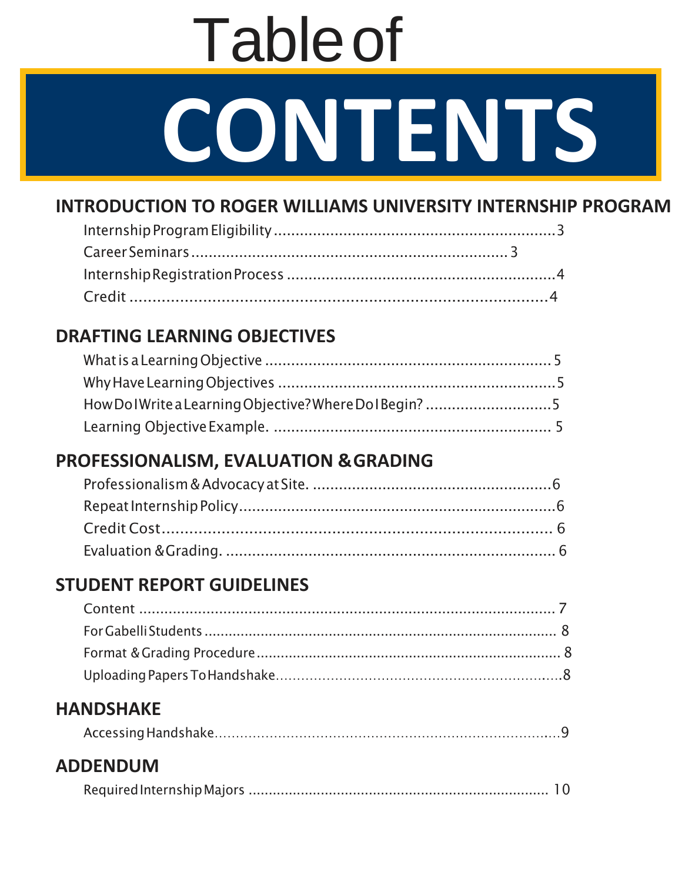# Table of CONTENTS

## INTRODUCTION TO ROGER WILLIAMS UNIVERSITY INTERNSHIP PROGRAM

Internship Program Eligibility ........................................................ 3
Career Seminars ........................................................ 3
Internship Registration Process ........................................................ 4
Credit ........................................................ 4

## DRAFTING LEARNING OBJECTIVES

What is a Learning Objective ........................................................ 5
Why Have Learning Objectives ........................................................ 5
How Do I Write a Learning Objective? Where Do I Begin? ........................................................ 5
Learning Objective Example. ........................................................ 5

## PROFESSIONALISM, EVALUATION & GRADING

Professionalism & Advocacy at Site. ........................................................ 6
Repeat Internship Policy ........................................................ 6
Credit Cost ........................................................ 6
Evaluation & Grading. ........................................................ 6

## STUDENT REPORT GUIDELINES

Content ........................................................ 7
For Gabelli Students ........................................................ 8
Format & Grading Procedure ........................................................ 8
Uploading Papers To Handshake ........................................................ 8

## HANDSHAKE

Accessing Handshake ........................................................ 9

## ADDENDUM

Required Internship Majors ........................................................ 10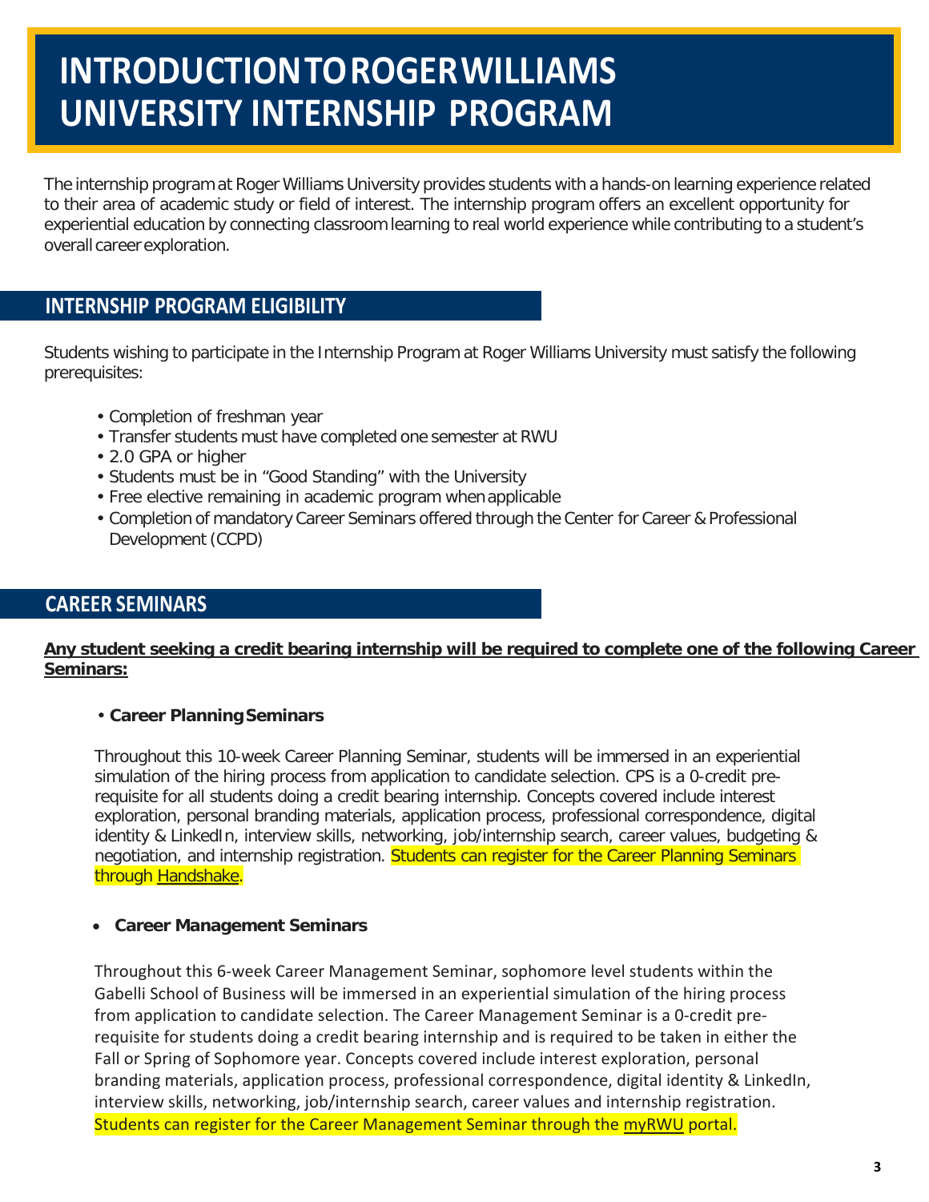# INTRODUCTION TO ROGER WILLIAMS UNIVERSITY INTERNSHIP PROGRAM

The internship program at Roger Williams University provides students with a hands-on learning experience related to their area of academic study or field of interest. The internship program offers an excellent opportunity for experiential education by connecting classroom learning to real world experience while contributing to a student's overall career exploration.

## INTERNSHIP PROGRAM ELIGIBILITY

Students wishing to participate in the Internship Program at Roger Williams University must satisfy the following prerequisites:

- Completion of freshman year
- Transfer students must have completed one semester at RWU
- 2.0 GPA or higher
- Students must be in "Good Standing" with the University
- Free elective remaining in academic program when applicable
- Completion of mandatory Career Seminars offered through the Center for Career & Professional Development (CCPD)

## CAREER SEMINARS

**Any student seeking a credit bearing internship will be required to complete one of the following Career Seminars:**

- **Career Planning Seminars**

  Throughout this 10-week Career Planning Seminar, students will be immersed in an experiential simulation of the hiring process from application to candidate selection. CPS is a 0-credit pre-requisite for all students doing a credit bearing internship. Concepts covered include interest exploration, personal branding materials, application process, professional correspondence, digital identity & LinkedIn, interview skills, networking, job/internship search, career values, budgeting & negotiation, and internship registration. Students can register for the Career Planning Seminars through Handshake.

- **Career Management Seminars**

  Throughout this 6-week Career Management Seminar, sophomore level students within the Gabelli School of Business will be immersed in an experiential simulation of the hiring process from application to candidate selection. The Career Management Seminar is a 0-credit pre-requisite for students doing a credit bearing internship and is required to be taken in either the Fall or Spring of Sophomore year. Concepts covered include interest exploration, personal branding materials, application process, professional correspondence, digital identity & LinkedIn, interview skills, networking, job/internship search, career values and internship registration. Students can register for the Career Management Seminar through the myRWU portal.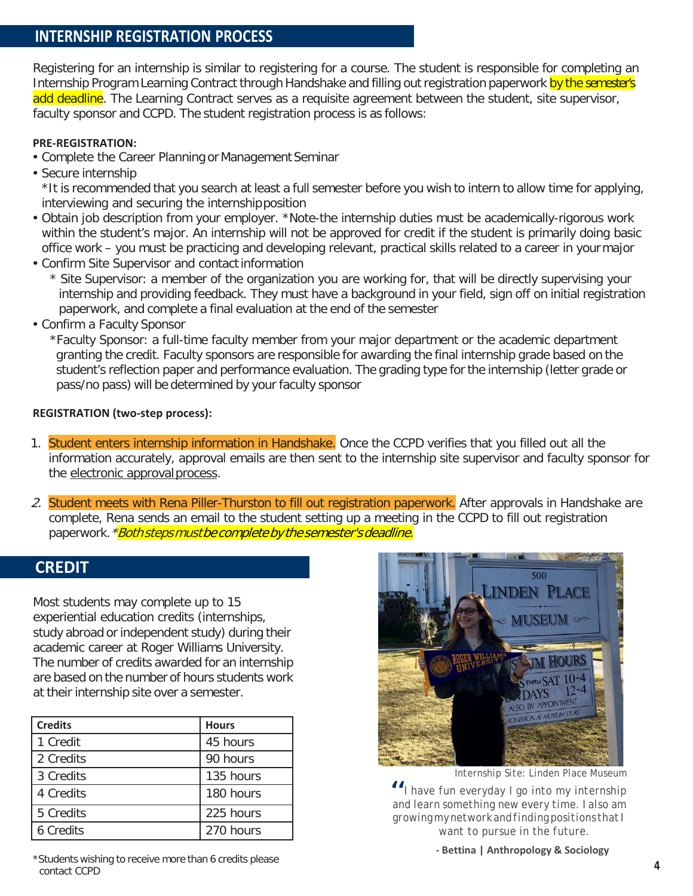## INTERNSHIP REGISTRATION PROCESS

Registering for an internship is similar to registering for a course. The student is responsible for completing an Internship Program Learning Contract through Handshake and filling out registration paperwork by the semester's add deadline. The Learning Contract serves as a requisite agreement between the student, site supervisor, faculty sponsor and CCPD. The student registration process is as follows:

**PRE-REGISTRATION:**

- Complete the Career Planning or Management Seminar
- Secure internship
  *It is recommended that you search at least a full semester before you wish to intern to allow time for applying, interviewing and securing the internship position
- Obtain job description from your employer. *Note-the internship duties must be academically-rigorous work within the student's major. An internship will not be approved for credit if the student is primarily doing basic office work – you must be practicing and developing relevant, practical skills related to a career in your major
- Confirm Site Supervisor and contact information
  * Site Supervisor: a member of the organization you are working for, that will be directly supervising your internship and providing feedback. They must have a background in your field, sign off on initial registration paperwork, and complete a final evaluation at the end of the semester
- Confirm a Faculty Sponsor
  *Faculty Sponsor: a full-time faculty member from your major department or the academic department granting the credit. Faculty sponsors are responsible for awarding the final internship grade based on the student's reflection paper and performance evaluation. The grading type for the internship (letter grade or pass/no pass) will be determined by your faculty sponsor

**REGISTRATION (two-step process):**

1. Student enters internship information in Handshake. Once the CCPD verifies that you filled out all the information accurately, approval emails are then sent to the internship site supervisor and faculty sponsor for the electronic approval process.

2. Student meets with Rena Piller-Thurston to fill out registration paperwork. After approvals in Handshake are complete, Rena sends an email to the student setting up a meeting in the CCPD to fill out registration paperwork. *_Both steps must be complete by the semester's deadline._

## CREDIT

Most students may complete up to 15 experiential education credits (internships, study abroad or independent study) during their academic career at Roger Williams University. The number of credits awarded for an internship are based on the number of hours students work at their internship site over a semester.

| Credits | Hours |
|---|---|
| 1 Credit | 45 hours |
| 2 Credits | 90 hours |
| 3 Credits | 135 hours |
| 4 Credits | 180 hours |
| 5 Credits | 225 hours |
| 6 Credits | 270 hours |

*Students wishing to receive more than 6 credits please contact CCPD

Internship Site: Linden Place Museum

"I have fun everyday I go into my internship and learn something new every time. I also am growing my network and finding positions that I want to pursue in the future.

**- Bettina | Anthropology & Sociology**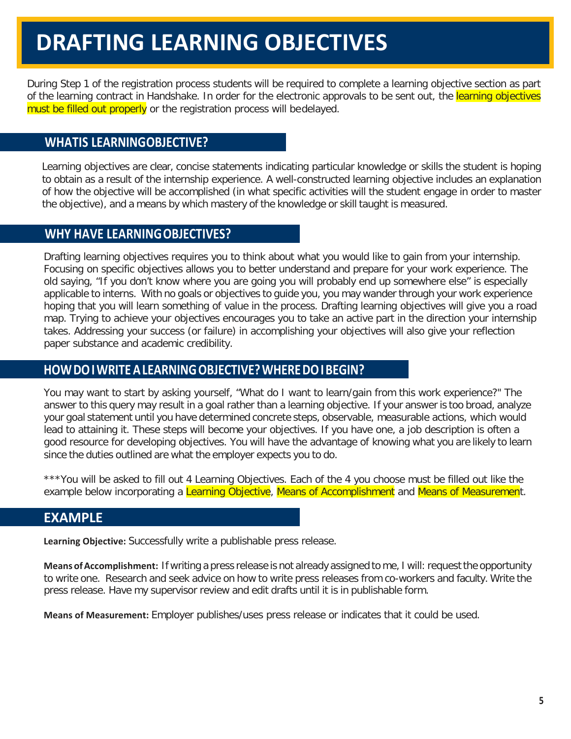# DRAFTING LEARNING OBJECTIVES

During Step 1 of the registration process students will be required to complete a learning objective section as part of the learning contract in Handshake. In order for the electronic approvals to be sent out, the learning objectives must be filled out properly or the registration process will be delayed.

## WHAT IS LEARNING OBJECTIVE?

Learning objectives are clear, concise statements indicating particular knowledge or skills the student is hoping to obtain as a result of the internship experience. A well-constructed learning objective includes an explanation of how the objective will be accomplished (in what specific activities will the student engage in order to master the objective), and a means by which mastery of the knowledge or skill taught is measured.

## WHY HAVE LEARNING OBJECTIVES?

Drafting learning objectives requires you to think about what you would like to gain from your internship. Focusing on specific objectives allows you to better understand and prepare for your work experience. The old saying, "If you don't know where you are going you will probably end up somewhere else" is especially applicable to interns. With no goals or objectives to guide you, you may wander through your work experience hoping that you will learn something of value in the process. Drafting learning objectives will give you a road map. Trying to achieve your objectives encourages you to take an active part in the direction your internship takes. Addressing your success (or failure) in accomplishing your objectives will also give your reflection paper substance and academic credibility.

## HOW DO I WRITE A LEARNING OBJECTIVE? WHERE DO I BEGIN?

You may want to start by asking yourself, "What do I want to learn/gain from this work experience?" The answer to this query may result in a goal rather than a learning objective. If your answer is too broad, analyze your goal statement until you have determined concrete steps, observable, measurable actions, which would lead to attaining it. These steps will become your objectives. If you have one, a job description is often a good resource for developing objectives. You will have the advantage of knowing what you are likely to learn since the duties outlined are what the employer expects you to do.

***You will be asked to fill out 4 Learning Objectives. Each of the 4 you choose must be filled out like the example below incorporating a Learning Objective, Means of Accomplishment and Means of Measurement.

## EXAMPLE

**Learning Objective:** Successfully write a publishable press release.

**Means of Accomplishment:** If writing a press release is not already assigned to me, I will: request the opportunity to write one. Research and seek advice on how to write press releases from co-workers and faculty. Write the press release. Have my supervisor review and edit drafts until it is in publishable form.

**Means of Measurement:** Employer publishes/uses press release or indicates that it could be used.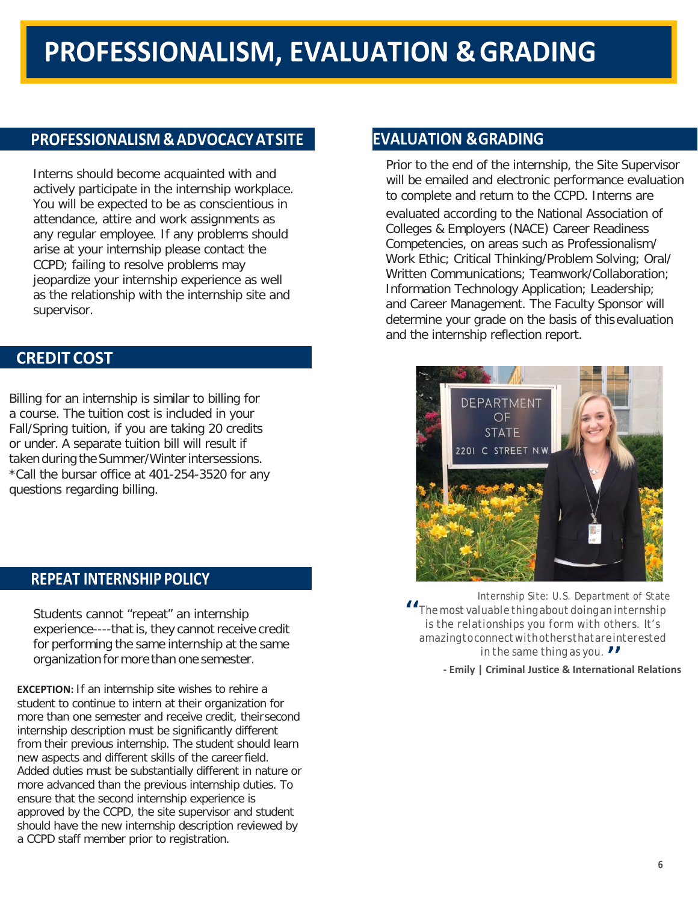# PROFESSIONALISM, EVALUATION & GRADING

## PROFESSIONALISM & ADVOCACY AT SITE

Interns should become acquainted with and actively participate in the internship workplace. You will be expected to be as conscientious in attendance, attire and work assignments as any regular employee. If any problems should arise at your internship please contact the CCPD; failing to resolve problems may jeopardize your internship experience as well as the relationship with the internship site and supervisor.

## CREDIT COST

Billing for an internship is similar to billing for a course. The tuition cost is included in your Fall/Spring tuition, if you are taking 20 credits or under. A separate tuition bill will result if taken during the Summer/Winter intersessions.
*Call the bursar office at 401-254-3520 for any questions regarding billing.

## REPEAT INTERNSHIP POLICY

Students cannot "repeat" an internship experience----that is, they cannot receive credit for performing the same internship at the same organization for more than one semester.

**EXCEPTION:** If an internship site wishes to rehire a student to continue to intern at their organization for more than one semester and receive credit, their second internship description must be significantly different from their previous internship. The student should learn new aspects and different skills of the career field. Added duties must be substantially different in nature or more advanced than the previous internship duties. To ensure that the second internship experience is approved by the CCPD, the site supervisor and student should have the new internship description reviewed by a CCPD staff member prior to registration.

## EVALUATION & GRADING

Prior to the end of the internship, the Site Supervisor will be emailed and electronic performance evaluation to complete and return to the CCPD. Interns are evaluated according to the National Association of Colleges & Employers (NACE) Career Readiness Competencies, on areas such as Professionalism/ Work Ethic; Critical Thinking/Problem Solving; Oral/ Written Communications; Teamwork/Collaboration; Information Technology Application; Leadership; and Career Management. The Faculty Sponsor will determine your grade on the basis of this evaluation and the internship reflection report.

*Internship Site: U.S. Department of State*

*"The most valuable thing about doing an internship is the relationships you form with others. It's amazing to connect with others that are interested in the same thing as you."*

**- Emily | Criminal Justice & International Relations**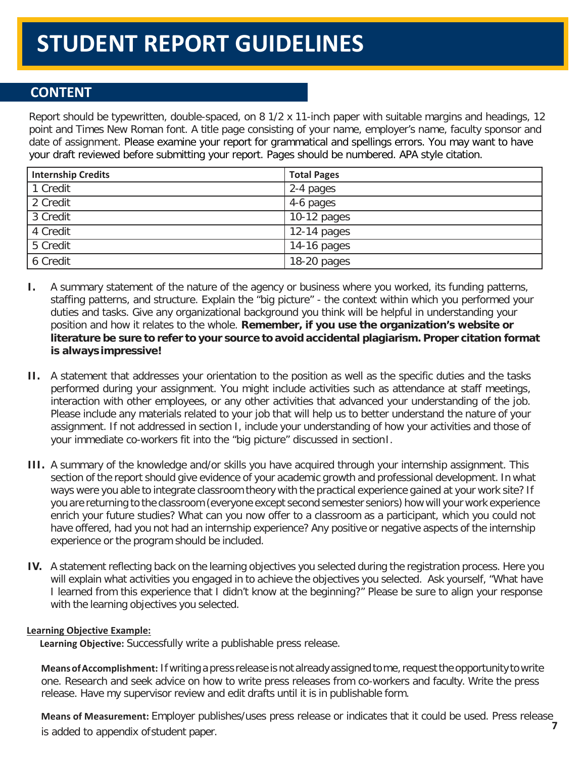# STUDENT REPORT GUIDELINES

## CONTENT

Report should be typewritten, double-spaced, on 8 1/2 x 11-inch paper with suitable margins and headings, 12 point and Times New Roman font. A title page consisting of your name, employer's name, faculty sponsor and date of assignment. Please examine your report for grammatical and spellings errors. You may want to have your draft reviewed before submitting your report. Pages should be numbered. APA style citation.

| Internship Credits | Total Pages |
|---|---|
| 1 Credit | 2-4 pages |
| 2 Credit | 4-6 pages |
| 3 Credit | 10-12 pages |
| 4 Credit | 12-14 pages |
| 5 Credit | 14-16 pages |
| 6 Credit | 18-20 pages |

**I.** A summary statement of the nature of the agency or business where you worked, its funding patterns, staffing patterns, and structure. Explain the "big picture" - the context within which you performed your duties and tasks. Give any organizational background you think will be helpful in understanding your position and how it relates to the whole. **Remember, if you use the organization's website or literature be sure to refer to your source to avoid accidental plagiarism. Proper citation format is always impressive!**

**II.** A statement that addresses your orientation to the position as well as the specific duties and the tasks performed during your assignment. You might include activities such as attendance at staff meetings, interaction with other employees, or any other activities that advanced your understanding of the job. Please include any materials related to your job that will help us to better understand the nature of your assignment. If not addressed in section I, include your understanding of how your activities and those of your immediate co-workers fit into the "big picture" discussed in section I.

**III.** A summary of the knowledge and/or skills you have acquired through your internship assignment. This section of the report should give evidence of your academic growth and professional development. In what ways were you able to integrate classroom theory with the practical experience gained at your work site? If you are returning to the classroom (everyone except second semester seniors) how will your work experience enrich your future studies? What can you now offer to a classroom as a participant, which you could not have offered, had you not had an internship experience? Any positive or negative aspects of the internship experience or the program should be included.

**IV.** A statement reflecting back on the learning objectives you selected during the registration process. Here you will explain what activities you engaged in to achieve the objectives you selected. Ask yourself, "What have I learned from this experience that I didn't know at the beginning?" Please be sure to align your response with the learning objectives you selected.

**Learning Objective Example:**

**Learning Objective:** Successfully write a publishable press release.

**Means of Accomplishment:** If writing a press release is not already assigned to me, request the opportunity to write one. Research and seek advice on how to write press releases from co-workers and faculty. Write the press release. Have my supervisor review and edit drafts until it is in publishable form.

**Means of Measurement:** Employer publishes/uses press release or indicates that it could be used. Press release is added to appendix of student paper.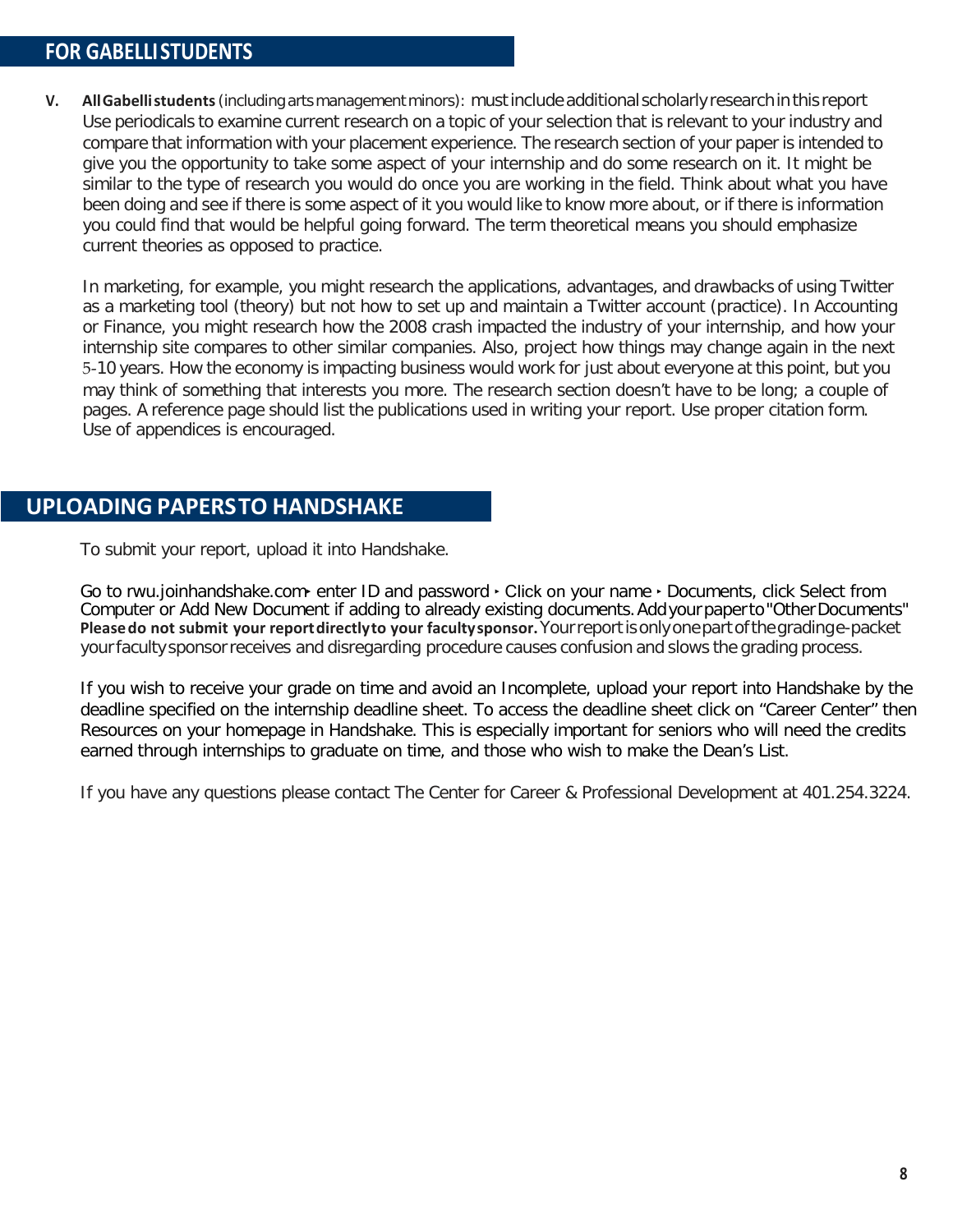## FOR GABELLI STUDENTS

**V. All Gabelli students** (including arts management minors): must include additional scholarly research in this report Use periodicals to examine current research on a topic of your selection that is relevant to your industry and compare that information with your placement experience. The research section of your paper is intended to give you the opportunity to take some aspect of your internship and do some research on it. It might be similar to the type of research you would do once you are working in the field. Think about what you have been doing and see if there is some aspect of it you would like to know more about, or if there is information you could find that would be helpful going forward. The term theoretical means you should emphasize current theories as opposed to practice.

In marketing, for example, you might research the applications, advantages, and drawbacks of using Twitter as a marketing tool (theory) but not how to set up and maintain a Twitter account (practice). In Accounting or Finance, you might research how the 2008 crash impacted the industry of your internship, and how your internship site compares to other similar companies. Also, project how things may change again in the next 5-10 years. How the economy is impacting business would work for just about everyone at this point, but you may think of something that interests you more. The research section doesn't have to be long; a couple of pages. A reference page should list the publications used in writing your report. Use proper citation form. Use of appendices is encouraged.

## UPLOADING PAPERS TO HANDSHAKE

To submit your report, upload it into Handshake.

Go to rwu.joinhandshake.com‣ enter ID and password ‣ Click on your name ‣ Documents, click Select from Computer or Add New Document if adding to already existing documents. Add your paper to "Other Documents" **Please do not submit your report directly to your faculty sponsor.** Your report is only one part of the grading e-packet your faculty sponsor receives and disregarding procedure causes confusion and slows the grading process.

If you wish to receive your grade on time and avoid an Incomplete, upload your report into Handshake by the deadline specified on the internship deadline sheet. To access the deadline sheet click on "Career Center" then Resources on your homepage in Handshake. This is especially important for seniors who will need the credits earned through internships to graduate on time, and those who wish to make the Dean's List.

If you have any questions please contact The Center for Career & Professional Development at 401.254.3224.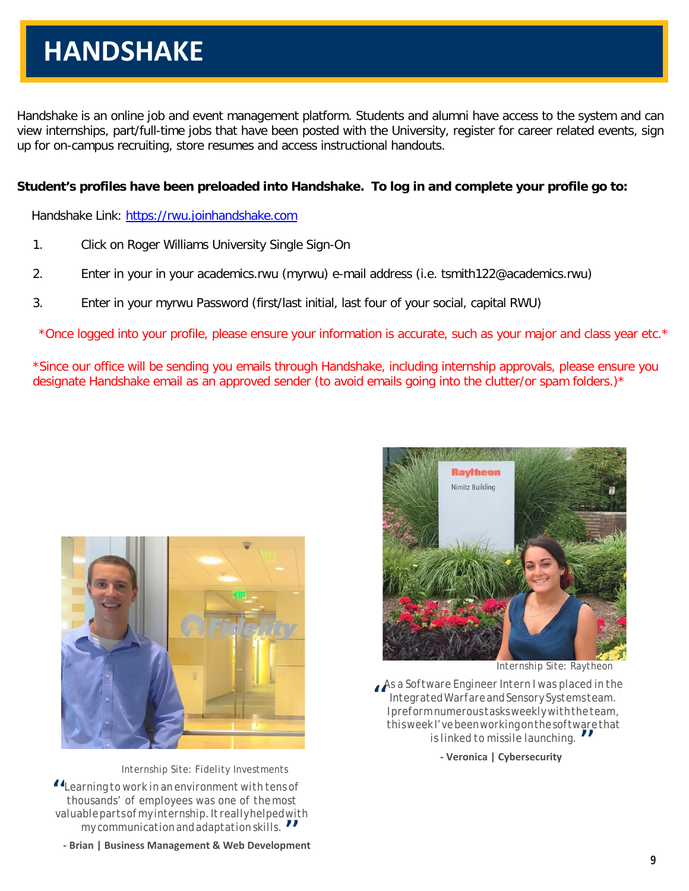# HANDSHAKE

Handshake is an online job and event management platform. Students and alumni have access to the system and can view internships, part/full-time jobs that have been posted with the University, register for career related events, sign up for on-campus recruiting, store resumes and access instructional handouts.

**Student's profiles have been preloaded into Handshake. To log in and complete your profile go to:**

Handshake Link: https://rwu.joinhandshake.com

1. Click on Roger Williams University Single Sign-On
2. Enter in your in your academics.rwu (myrwu) e-mail address (i.e. tsmith122@academics.rwu)
3. Enter in your myrwu Password (first/last initial, last four of your social, capital RWU)

*Once logged into your profile, please ensure your information is accurate, such as your major and class year etc.*

*Since our office will be sending you emails through Handshake, including internship approvals, please ensure you designate Handshake email as an approved sender (to avoid emails going into the clutter/or spam folders.)*

Internship Site: Raytheon

"As a Software Engineer Intern I was placed in the Integrated Warfare and Sensory Systems team. I preform numerous tasks weekly with the team, this week I've been working on the software that is linked to missile launching."

**- Veronica | Cybersecurity**

Internship Site: Fidelity Investments

"Learning to work in an environment with tens of thousands' of employees was one of the most valuable parts of my internship. It really helped with my communication and adaptation skills."

**- Brian | Business Management & Web Development**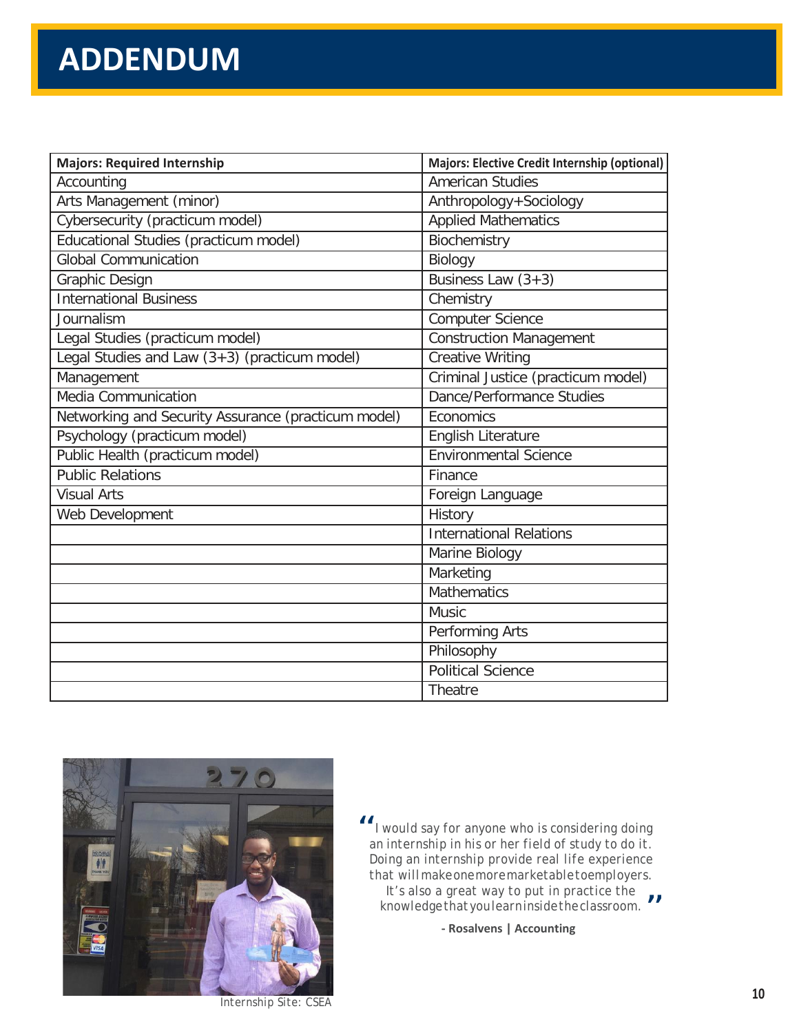# ADDENDUM

| Majors: Required Internship | Majors: Elective Credit Internship (optional) |
| --- | --- |
| Accounting | American Studies |
| Arts Management (minor) | Anthropology+Sociology |
| Cybersecurity (practicum model) | Applied Mathematics |
| Educational Studies (practicum model) | Biochemistry |
| Global Communication | Biology |
| Graphic Design | Business Law (3+3) |
| International Business | Chemistry |
| Journalism | Computer Science |
| Legal Studies (practicum model) | Construction Management |
| Legal Studies and Law (3+3) (practicum model) | Creative Writing |
| Management | Criminal Justice (practicum model) |
| Media Communication | Dance/Performance Studies |
| Networking and Security Assurance (practicum model) | Economics |
| Psychology (practicum model) | English Literature |
| Public Health (practicum model) | Environmental Science |
| Public Relations | Finance |
| Visual Arts | Foreign Language |
| Web Development | History |
| | International Relations |
| | Marine Biology |
| | Marketing |
| | Mathematics |
| | Music |
| | Performing Arts |
| | Philosophy |
| | Political Science |
| | Theatre |

Internship Site: CSEA

"I would say for anyone who is considering doing an internship in his or her field of study to do it. Doing an internship provide real life experience that will make one more marketable to employers. It's also a great way to put in practice the knowledge that you learn inside the classroom."

**- Rosalvens | Accounting**